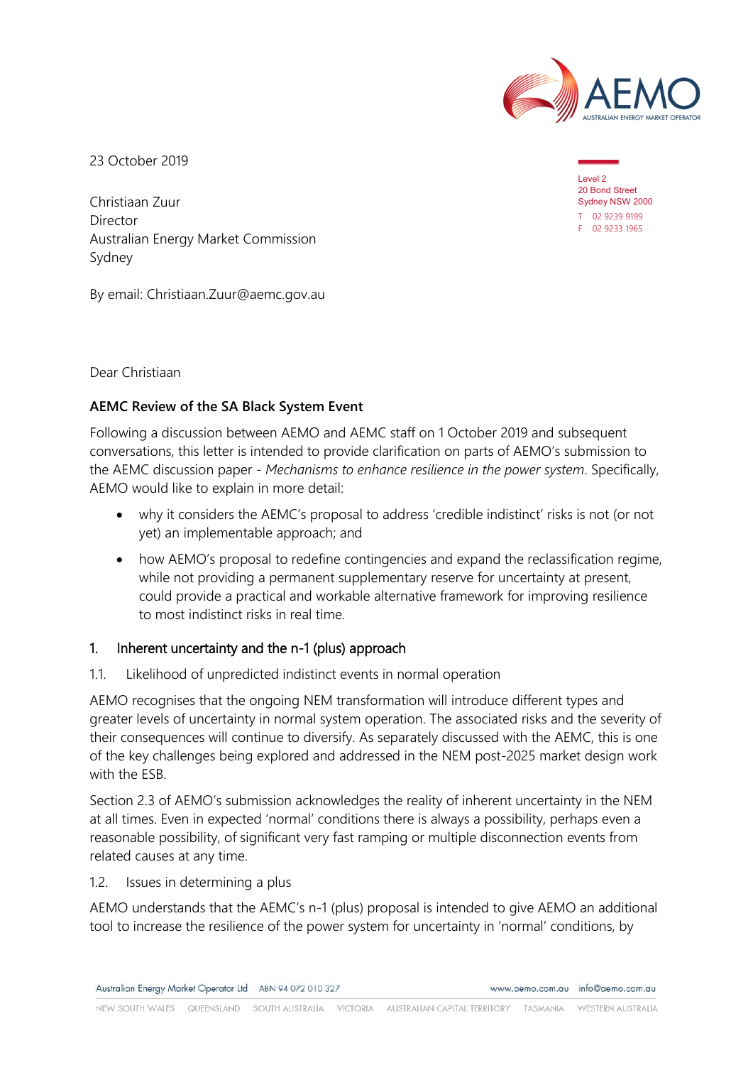23 October 2019

Level 2
20 Bond Street
Sydney NSW 2000
T 02 9239 9199
F 02 9233 1965

Christiaan Zuur
Director
Australian Energy Market Commission
Sydney

By email: Christiaan.Zuur@aemc.gov.au

Dear Christiaan

**AEMC Review of the SA Black System Event**

Following a discussion between AEMO and AEMC staff on 1 October 2019 and subsequent conversations, this letter is intended to provide clarification on parts of AEMO's submission to the AEMC discussion paper - *Mechanisms to enhance resilience in the power system*. Specifically, AEMO would like to explain in more detail:

- why it considers the AEMC's proposal to address 'credible indistinct' risks is not (or not yet) an implementable approach; and
- how AEMO's proposal to redefine contingencies and expand the reclassification regime, while not providing a permanent supplementary reserve for uncertainty at present, could provide a practical and workable alternative framework for improving resilience to most indistinct risks in real time.

## 1. Inherent uncertainty and the n-1 (plus) approach

### 1.1. Likelihood of unpredicted indistinct events in normal operation

AEMO recognises that the ongoing NEM transformation will introduce different types and greater levels of uncertainty in normal system operation. The associated risks and the severity of their consequences will continue to diversify. As separately discussed with the AEMC, this is one of the key challenges being explored and addressed in the NEM post-2025 market design work with the ESB.

Section 2.3 of AEMO's submission acknowledges the reality of inherent uncertainty in the NEM at all times. Even in expected 'normal' conditions there is always a possibility, perhaps even a reasonable possibility, of significant very fast ramping or multiple disconnection events from related causes at any time.

### 1.2. Issues in determining a plus

AEMO understands that the AEMC's n-1 (plus) proposal is intended to give AEMO an additional tool to increase the resilience of the power system for uncertainty in 'normal' conditions, by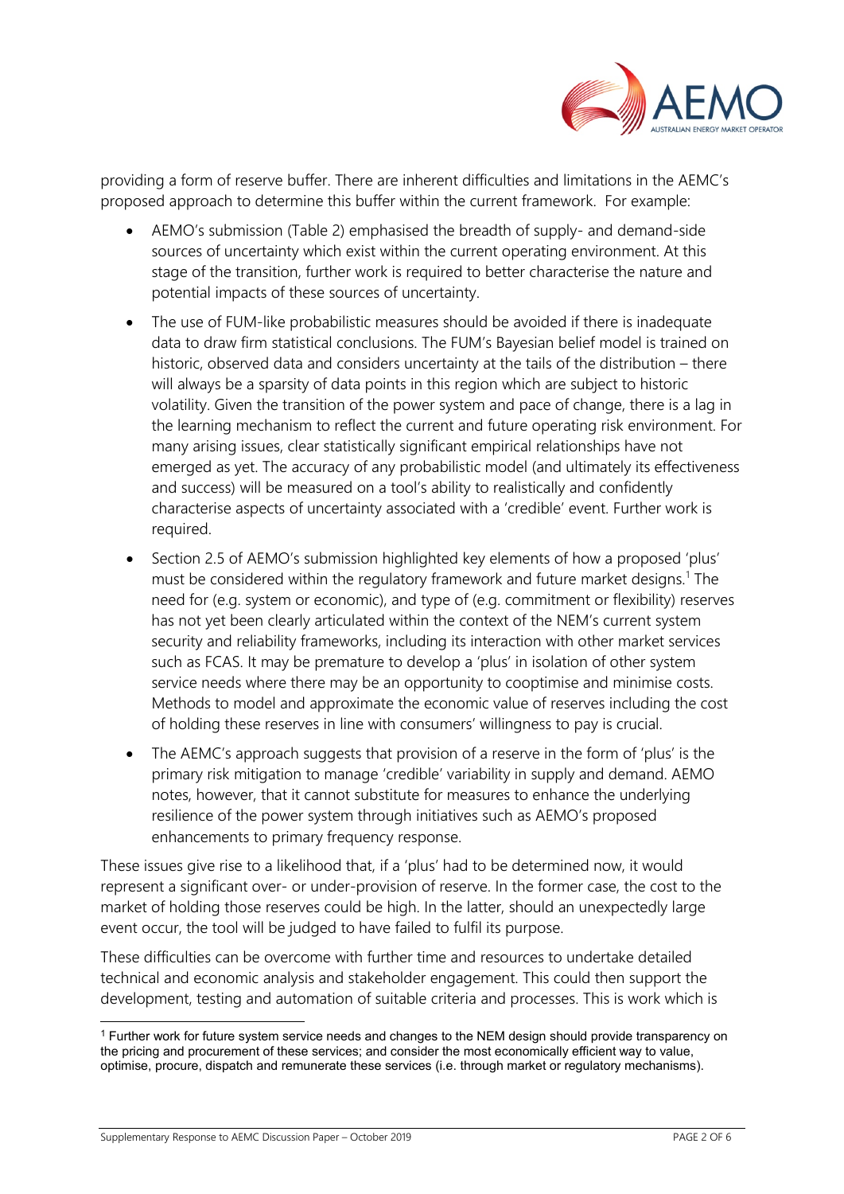providing a form of reserve buffer. There are inherent difficulties and limitations in the AEMC's proposed approach to determine this buffer within the current framework. For example:

- AEMO's submission (Table 2) emphasised the breadth of supply- and demand-side sources of uncertainty which exist within the current operating environment. At this stage of the transition, further work is required to better characterise the nature and potential impacts of these sources of uncertainty.
- The use of FUM-like probabilistic measures should be avoided if there is inadequate data to draw firm statistical conclusions. The FUM's Bayesian belief model is trained on historic, observed data and considers uncertainty at the tails of the distribution – there will always be a sparsity of data points in this region which are subject to historic volatility. Given the transition of the power system and pace of change, there is a lag in the learning mechanism to reflect the current and future operating risk environment. For many arising issues, clear statistically significant empirical relationships have not emerged as yet. The accuracy of any probabilistic model (and ultimately its effectiveness and success) will be measured on a tool's ability to realistically and confidently characterise aspects of uncertainty associated with a 'credible' event. Further work is required.
- Section 2.5 of AEMO's submission highlighted key elements of how a proposed 'plus' must be considered within the regulatory framework and future market designs.[1] The need for (e.g. system or economic), and type of (e.g. commitment or flexibility) reserves has not yet been clearly articulated within the context of the NEM's current system security and reliability frameworks, including its interaction with other market services such as FCAS. It may be premature to develop a 'plus' in isolation of other system service needs where there may be an opportunity to cooptimise and minimise costs. Methods to model and approximate the economic value of reserves including the cost of holding these reserves in line with consumers' willingness to pay is crucial.
- The AEMC's approach suggests that provision of a reserve in the form of 'plus' is the primary risk mitigation to manage 'credible' variability in supply and demand. AEMO notes, however, that it cannot substitute for measures to enhance the underlying resilience of the power system through initiatives such as AEMO's proposed enhancements to primary frequency response.

These issues give rise to a likelihood that, if a 'plus' had to be determined now, it would represent a significant over- or under-provision of reserve. In the former case, the cost to the market of holding those reserves could be high. In the latter, should an unexpectedly large event occur, the tool will be judged to have failed to fulfil its purpose.

These difficulties can be overcome with further time and resources to undertake detailed technical and economic analysis and stakeholder engagement. This could then support the development, testing and automation of suitable criteria and processes. This is work which is

[1] Further work for future system service needs and changes to the NEM design should provide transparency on the pricing and procurement of these services; and consider the most economically efficient way to value, optimise, procure, dispatch and remunerate these services (i.e. through market or regulatory mechanisms).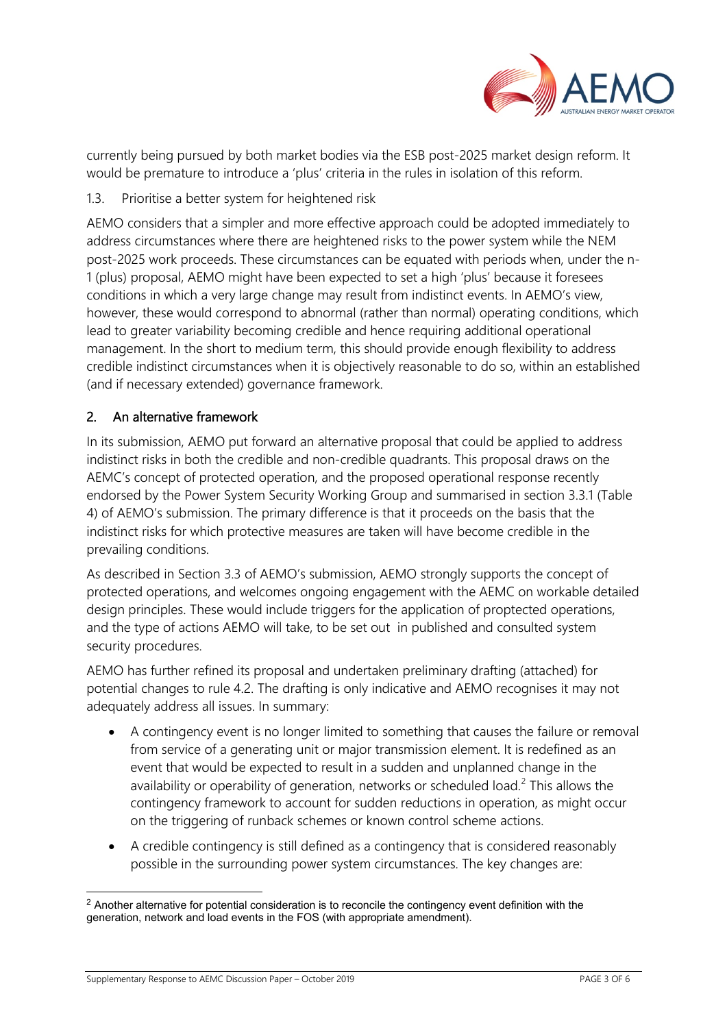currently being pursued by both market bodies via the ESB post-2025 market design reform. It would be premature to introduce a 'plus' criteria in the rules in isolation of this reform.

### 1.3. Prioritise a better system for heightened risk

AEMO considers that a simpler and more effective approach could be adopted immediately to address circumstances where there are heightened risks to the power system while the NEM post-2025 work proceeds. These circumstances can be equated with periods when, under the n-1 (plus) proposal, AEMO might have been expected to set a high 'plus' because it foresees conditions in which a very large change may result from indistinct events. In AEMO's view, however, these would correspond to abnormal (rather than normal) operating conditions, which lead to greater variability becoming credible and hence requiring additional operational management. In the short to medium term, this should provide enough flexibility to address credible indistinct circumstances when it is objectively reasonable to do so, within an established (and if necessary extended) governance framework.

## 2. An alternative framework

In its submission, AEMO put forward an alternative proposal that could be applied to address indistinct risks in both the credible and non-credible quadrants. This proposal draws on the AEMC's concept of protected operation, and the proposed operational response recently endorsed by the Power System Security Working Group and summarised in section 3.3.1 (Table 4) of AEMO's submission. The primary difference is that it proceeds on the basis that the indistinct risks for which protective measures are taken will have become credible in the prevailing conditions.

As described in Section 3.3 of AEMO's submission, AEMO strongly supports the concept of protected operations, and welcomes ongoing engagement with the AEMC on workable detailed design principles. These would include triggers for the application of proptected operations, and the type of actions AEMO will take, to be set out in published and consulted system security procedures.

AEMO has further refined its proposal and undertaken preliminary drafting (attached) for potential changes to rule 4.2. The drafting is only indicative and AEMO recognises it may not adequately address all issues. In summary:

- A contingency event is no longer limited to something that causes the failure or removal from service of a generating unit or major transmission element. It is redefined as an event that would be expected to result in a sudden and unplanned change in the availability or operability of generation, networks or scheduled load.[2] This allows the contingency framework to account for sudden reductions in operation, as might occur on the triggering of runback schemes or known control scheme actions.
- A credible contingency is still defined as a contingency that is considered reasonably possible in the surrounding power system circumstances. The key changes are:

[2] Another alternative for potential consideration is to reconcile the contingency event definition with the generation, network and load events in the FOS (with appropriate amendment).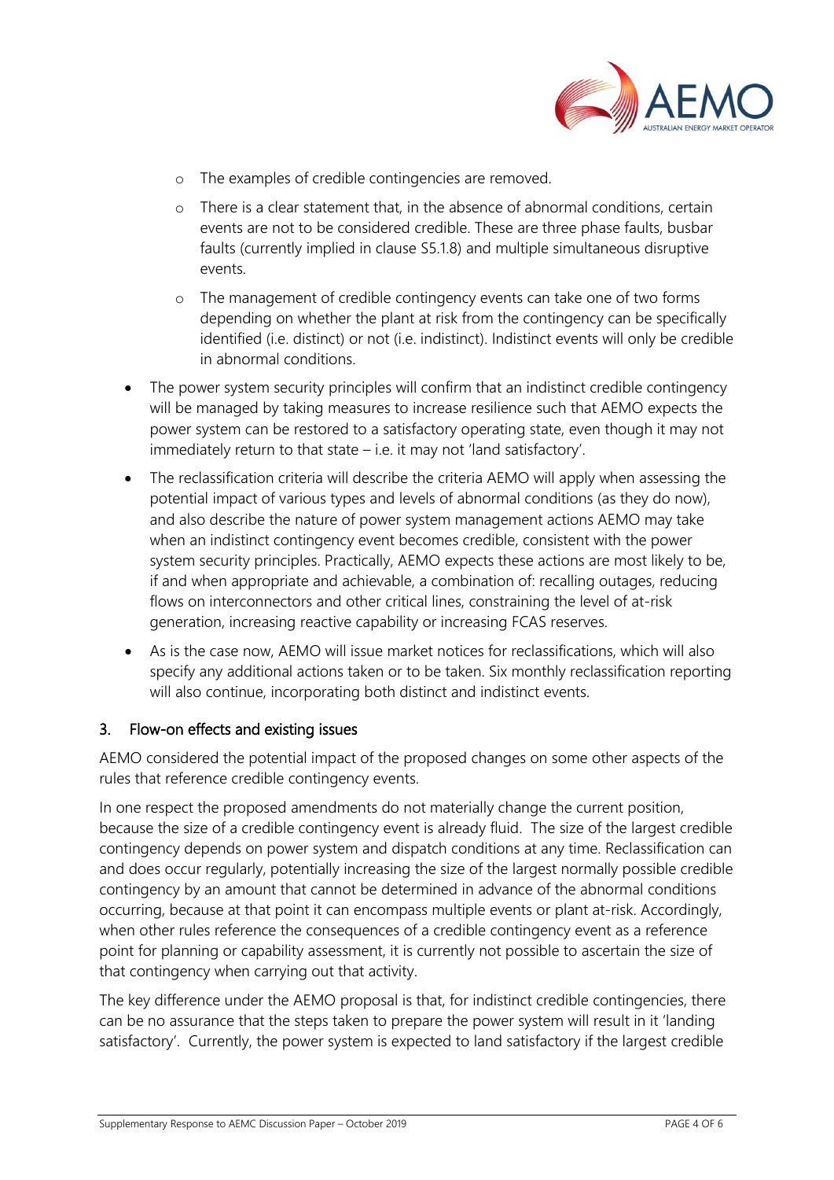- The examples of credible contingencies are removed.
    - There is a clear statement that, in the absence of abnormal conditions, certain events are not to be considered credible. These are three phase faults, busbar faults (currently implied in clause S5.1.8) and multiple simultaneous disruptive events.
    - The management of credible contingency events can take one of two forms depending on whether the plant at risk from the contingency can be specifically identified (i.e. distinct) or not (i.e. indistinct). Indistinct events will only be credible in abnormal conditions.
- The power system security principles will confirm that an indistinct credible contingency will be managed by taking measures to increase resilience such that AEMO expects the power system can be restored to a satisfactory operating state, even though it may not immediately return to that state – i.e. it may not 'land satisfactory'.
- The reclassification criteria will describe the criteria AEMO will apply when assessing the potential impact of various types and levels of abnormal conditions (as they do now), and also describe the nature of power system management actions AEMO may take when an indistinct contingency event becomes credible, consistent with the power system security principles. Practically, AEMO expects these actions are most likely to be, if and when appropriate and achievable, a combination of: recalling outages, reducing flows on interconnectors and other critical lines, constraining the level of at-risk generation, increasing reactive capability or increasing FCAS reserves.
- As is the case now, AEMO will issue market notices for reclassifications, which will also specify any additional actions taken or to be taken. Six monthly reclassification reporting will also continue, incorporating both distinct and indistinct events.

## 3. Flow-on effects and existing issues

AEMO considered the potential impact of the proposed changes on some other aspects of the rules that reference credible contingency events.

In one respect the proposed amendments do not materially change the current position, because the size of a credible contingency event is already fluid. The size of the largest credible contingency depends on power system and dispatch conditions at any time. Reclassification can and does occur regularly, potentially increasing the size of the largest normally possible credible contingency by an amount that cannot be determined in advance of the abnormal conditions occurring, because at that point it can encompass multiple events or plant at-risk. Accordingly, when other rules reference the consequences of a credible contingency event as a reference point for planning or capability assessment, it is currently not possible to ascertain the size of that contingency when carrying out that activity.

The key difference under the AEMO proposal is that, for indistinct credible contingencies, there can be no assurance that the steps taken to prepare the power system will result in it 'landing satisfactory'. Currently, the power system is expected to land satisfactory if the largest credible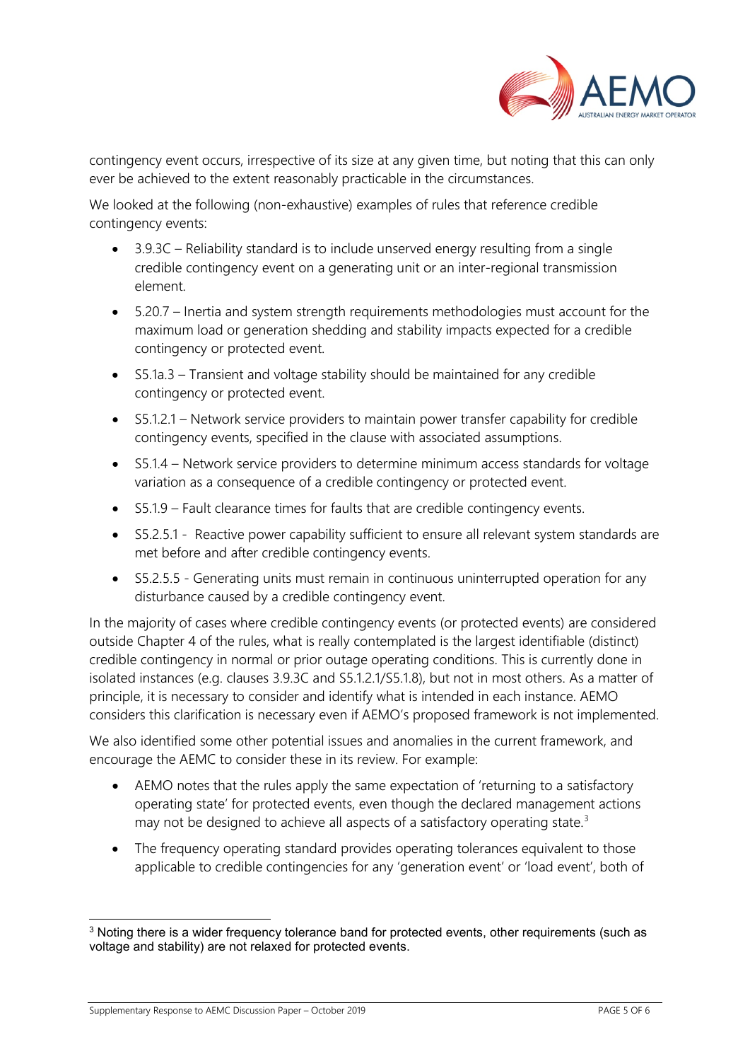contingency event occurs, irrespective of its size at any given time, but noting that this can only ever be achieved to the extent reasonably practicable in the circumstances.

We looked at the following (non-exhaustive) examples of rules that reference credible contingency events:

- 3.9.3C – Reliability standard is to include unserved energy resulting from a single credible contingency event on a generating unit or an inter-regional transmission element.
- 5.20.7 – Inertia and system strength requirements methodologies must account for the maximum load or generation shedding and stability impacts expected for a credible contingency or protected event.
- S5.1a.3 – Transient and voltage stability should be maintained for any credible contingency or protected event.
- S5.1.2.1 – Network service providers to maintain power transfer capability for credible contingency events, specified in the clause with associated assumptions.
- S5.1.4 – Network service providers to determine minimum access standards for voltage variation as a consequence of a credible contingency or protected event.
- S5.1.9 – Fault clearance times for faults that are credible contingency events.
- S5.2.5.1 - Reactive power capability sufficient to ensure all relevant system standards are met before and after credible contingency events.
- S5.2.5.5 - Generating units must remain in continuous uninterrupted operation for any disturbance caused by a credible contingency event.

In the majority of cases where credible contingency events (or protected events) are considered outside Chapter 4 of the rules, what is really contemplated is the largest identifiable (distinct) credible contingency in normal or prior outage operating conditions. This is currently done in isolated instances (e.g. clauses 3.9.3C and S5.1.2.1/S5.1.8), but not in most others. As a matter of principle, it is necessary to consider and identify what is intended in each instance. AEMO considers this clarification is necessary even if AEMO's proposed framework is not implemented.

We also identified some other potential issues and anomalies in the current framework, and encourage the AEMC to consider these in its review. For example:

- AEMO notes that the rules apply the same expectation of 'returning to a satisfactory operating state' for protected events, even though the declared management actions may not be designed to achieve all aspects of a satisfactory operating state.[3]
- The frequency operating standard provides operating tolerances equivalent to those applicable to credible contingencies for any 'generation event' or 'load event', both of

[3] Noting there is a wider frequency tolerance band for protected events, other requirements (such as voltage and stability) are not relaxed for protected events.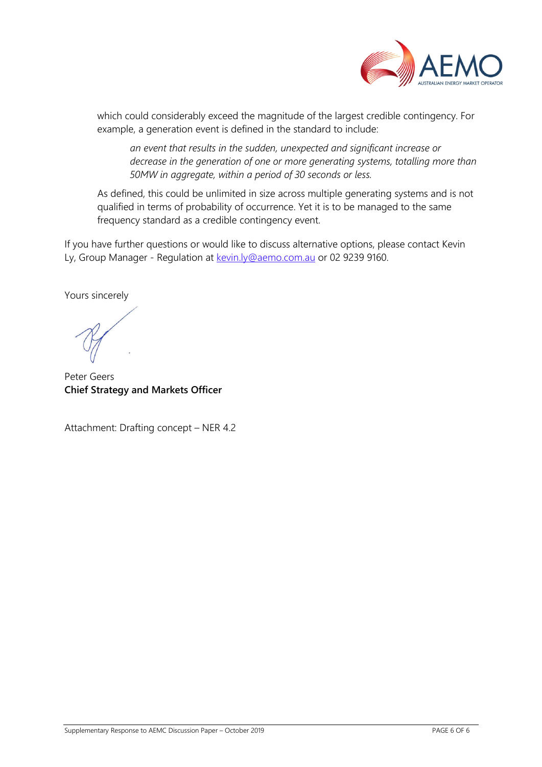which could considerably exceed the magnitude of the largest credible contingency. For example, a generation event is defined in the standard to include:

> *an event that results in the sudden, unexpected and significant increase or decrease in the generation of one or more generating systems, totalling more than 50MW in aggregate, within a period of 30 seconds or less.*

As defined, this could be unlimited in size across multiple generating systems and is not qualified in terms of probability of occurrence. Yet it is to be managed to the same frequency standard as a credible contingency event.

If you have further questions or would like to discuss alternative options, please contact Kevin Ly, Group Manager - Regulation at kevin.ly@aemo.com.au or 02 9239 9160.

Yours sincerely

Peter Geers
**Chief Strategy and Markets Officer**

Attachment: Drafting concept – NER 4.2